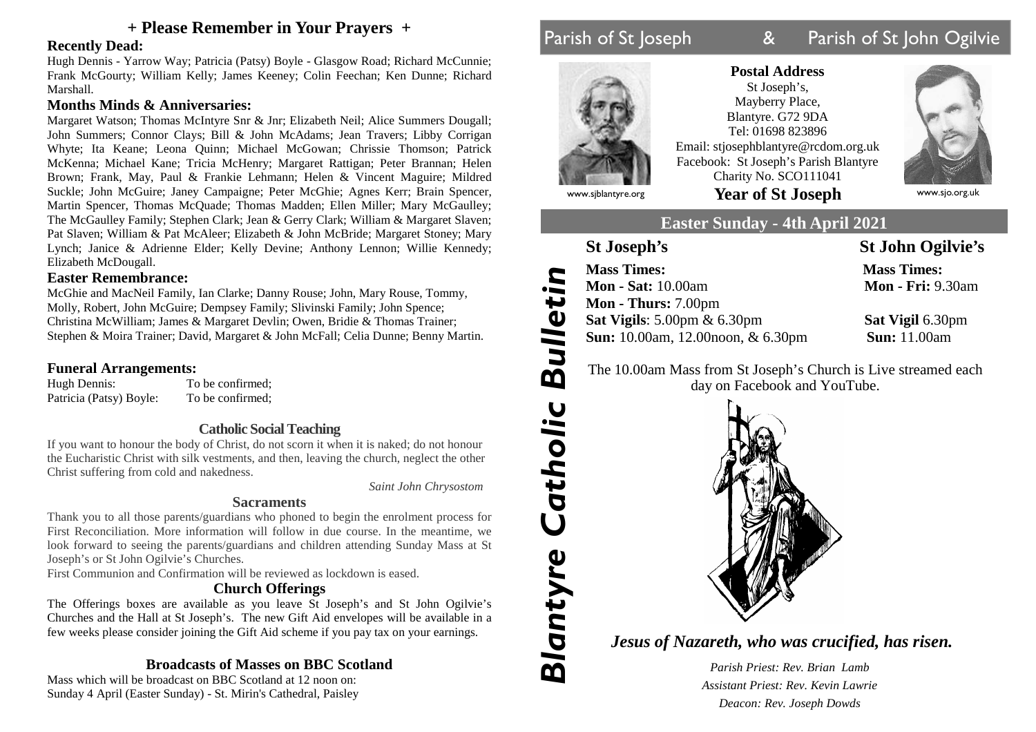# + Please Remember in Your Prayers +

## Recently Dead:

Hugh Dennis - Yarrow Way; Patricia (Patsy) Boyle - Glasgow Road; Richard McCunnie; Frank McGourty; William Kelly; James Keeney; Colin Feechan; Ken Dunne; Richard Marshall.

## Months Minds & Anniversaries:

Margaret Watson; Thomas McIntyre Snr & Jnr; Elizabeth Neil; Alice Summers Dougall; John Summers; Connor Clays; Bill & John McAdams; Jean Travers; Libby Corrigan Whyte; Ita Keane; Leona Quinn; Michael McGowan; Chrissie Thomson; Patrick McKenna; Michael Kane; Tricia McHenry; Margaret Rattigan; Peter Brannan; Helen Brown; Frank, May, Paul & Frankie Lehmann; Helen & Vincent Maguire; Mildred Suckle; John McGuire; Janey Campaigne; Peter McGhie; Agnes Kerr; Brain Spencer, Martin Spencer, Thomas McQuade; Thomas Madden; Ellen Miller; Mary McGaulley; The McGaulley Family; Stephen Clark; Jean & Gerry Clark; William & Margaret Slaven; Pat Slaven; William & Pat McAleer; Elizabeth & John McBride; Margaret Stoney; Mary Lynch; Janice & Adrienne Elder; Kelly Devine; Anthony Lennon; Willie Kennedy; Elizabeth McDougall.

## Easter Remembrance:

McGhie and MacNeil Family, Ian Clarke; Danny Rouse; John, Mary Rouse, Tommy, Molly, Robert, John McGuire; Dempsey Family; Slivinski Family; John Spence; Christina McWilliam; James & Margaret Devlin; Owen, Bridie & Thomas Trainer; Stephen & Moira Trainer; David, Margaret & John McFall; Celia Dunne; Benny Martin.

## Funeral Arrangements:

Hugh Dennis: To be confirmed;
Patricia (Patsy) Boyle: To be confirmed;

### Catholic Social Teaching

If you want to honour the body of Christ, do not scorn it when it is naked; do not honour the Eucharistic Christ with silk vestments, and then, leaving the church, neglect the other Christ suffering from cold and nakedness.

*Saint John Chrysostom*

### Sacraments

Thank you to all those parents/guardians who phoned to begin the enrolment process for First Reconciliation. More information will follow in due course. In the meantime, we look forward to seeing the parents/guardians and children attending Sunday Mass at St Joseph's or St John Ogilvie's Churches.

First Communion and Confirmation will be reviewed as lockdown is eased.

### Church Offerings

The Offerings boxes are available as you leave St Joseph's and St John Ogilvie's Churches and the Hall at St Joseph's. The new Gift Aid envelopes will be available in a few weeks please consider joining the Gift Aid scheme if you pay tax on your earnings.

### Broadcasts of Masses on BBC Scotland

Mass which will be broadcast on BBC Scotland at 12 noon on:
Sunday 4 April (Easter Sunday) - St. Mirin's Cathedral, Paisley

# Parish of St Joseph & Parish of St John Ogilvie

*Blantyre Catholic Bulletin*

**Postal Address**
St Joseph's,
Mayberry Place,
Blantyre. G72 9DA
Tel: 01698 823896
Email: stjosephblantyre@rcdom.org.uk
Facebook: St Joseph's Parish Blantyre
Charity No. SCO111041

www.sjblantyre.org — www.sjo.org.uk

**Year of St Joseph**

## Easter Sunday - 4th April 2021

| St Joseph's | St John Ogilvie's |
|---|---|
| **Mass Times:** | **Mass Times:** |
| **Mon - Sat:** 10.00am | **Mon - Fri:** 9.30am |
| **Mon - Thurs:** 7.00pm | |
| **Sat Vigils**: 5.00pm & 6.30pm | **Sat Vigil** 6.30pm |
| **Sun:** 10.00am, 12.00noon, & 6.30pm | **Sun:** 11.00am |

The 10.00am Mass from St Joseph's Church is Live streamed each day on Facebook and YouTube.

*Jesus of Nazareth, who was crucified, has risen.*

*Parish Priest: Rev. Brian Lamb*
*Assistant Priest: Rev. Kevin Lawrie*
*Deacon: Rev. Joseph Dowds*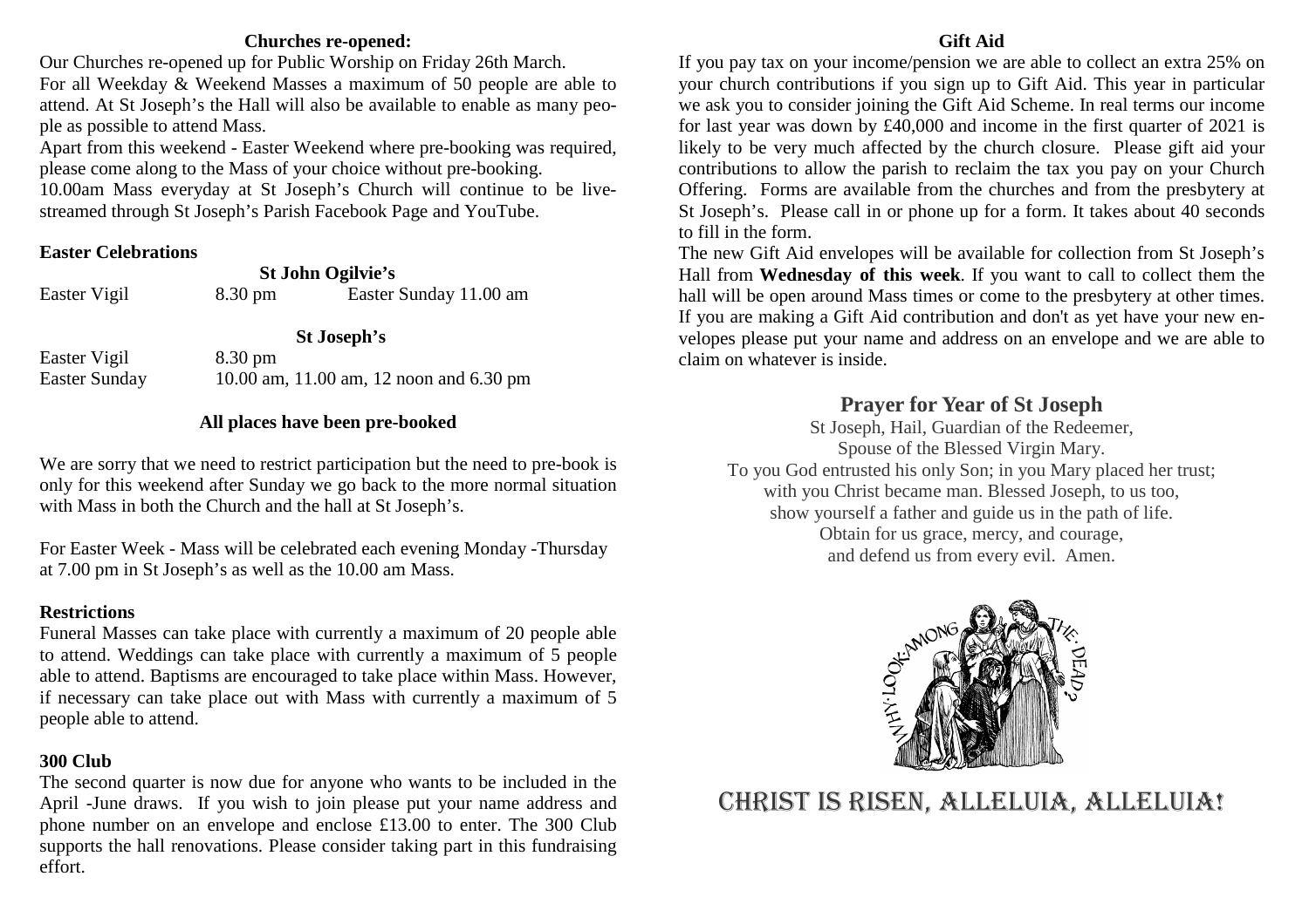## Churches re-opened:

Our Churches re-opened up for Public Worship on Friday 26th March.

For all Weekday & Weekend Masses a maximum of 50 people are able to attend. At St Joseph's the Hall will also be available to enable as many people as possible to attend Mass.

Apart from this weekend - Easter Weekend where pre-booking was required, please come along to the Mass of your choice without pre-booking.

10.00am Mass everyday at St Joseph's Church will continue to be live-streamed through St Joseph's Parish Facebook Page and YouTube.

### Easter Celebrations

**St John Ogilvie's**

Easter Vigil 8.30 pm Easter Sunday 11.00 am

**St Joseph's**

Easter Vigil 8.30 pm

Easter Sunday 10.00 am, 11.00 am, 12 noon and 6.30 pm

**All places have been pre-booked**

We are sorry that we need to restrict participation but the need to pre-book is only for this weekend after Sunday we go back to the more normal situation with Mass in both the Church and the hall at St Joseph's.

For Easter Week - Mass will be celebrated each evening Monday -Thursday at 7.00 pm in St Joseph's as well as the 10.00 am Mass.

### Restrictions

Funeral Masses can take place with currently a maximum of 20 people able to attend. Weddings can take place with currently a maximum of 5 people able to attend. Baptisms are encouraged to take place within Mass. However, if necessary can take place out with Mass with currently a maximum of 5 people able to attend.

### 300 Club

The second quarter is now due for anyone who wants to be included in the April -June draws. If you wish to join please put your name address and phone number on an envelope and enclose £13.00 to enter. The 300 Club supports the hall renovations. Please consider taking part in this fundraising effort.

## Gift Aid

If you pay tax on your income/pension we are able to collect an extra 25% on your church contributions if you sign up to Gift Aid. This year in particular we ask you to consider joining the Gift Aid Scheme. In real terms our income for last year was down by £40,000 and income in the first quarter of 2021 is likely to be very much affected by the church closure. Please gift aid your contributions to allow the parish to reclaim the tax you pay on your Church Offering. Forms are available from the churches and from the presbytery at St Joseph's. Please call in or phone up for a form. It takes about 40 seconds to fill in the form.

The new Gift Aid envelopes will be available for collection from St Joseph's Hall from **Wednesday of this week**. If you want to call to collect them the hall will be open around Mass times or come to the presbytery at other times. If you are making a Gift Aid contribution and don't as yet have your new envelopes please put your name and address on an envelope and we are able to claim on whatever is inside.

## Prayer for Year of St Joseph

St Joseph, Hail, Guardian of the Redeemer,
Spouse of the Blessed Virgin Mary.
To you God entrusted his only Son; in you Mary placed her trust;
with you Christ became man. Blessed Joseph, to us too,
show yourself a father and guide us in the path of life.
Obtain for us grace, mercy, and courage,
and defend us from every evil. Amen.

WHY LOOK AMONG THE DEAD?

# CHRIST IS RISEN, ALLELUIA, ALLELUIA!